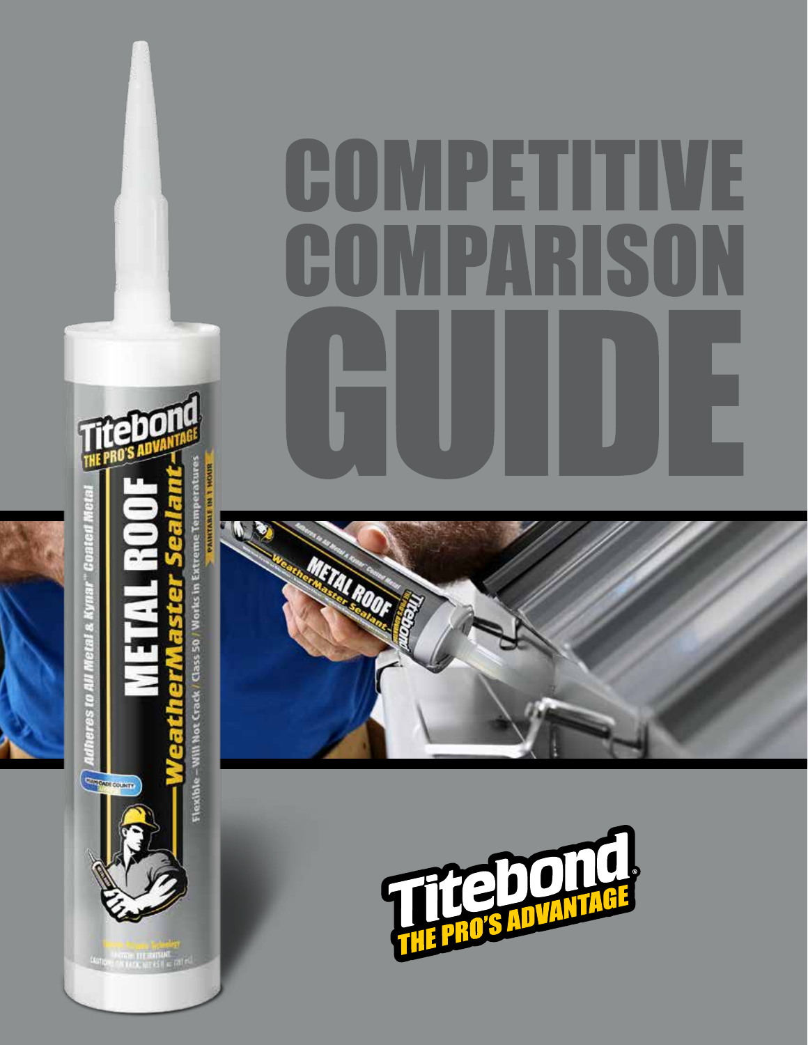# COMPETITIVE COMPARISON GUIDE

Titebond® THE PRO'S ADVANTAGE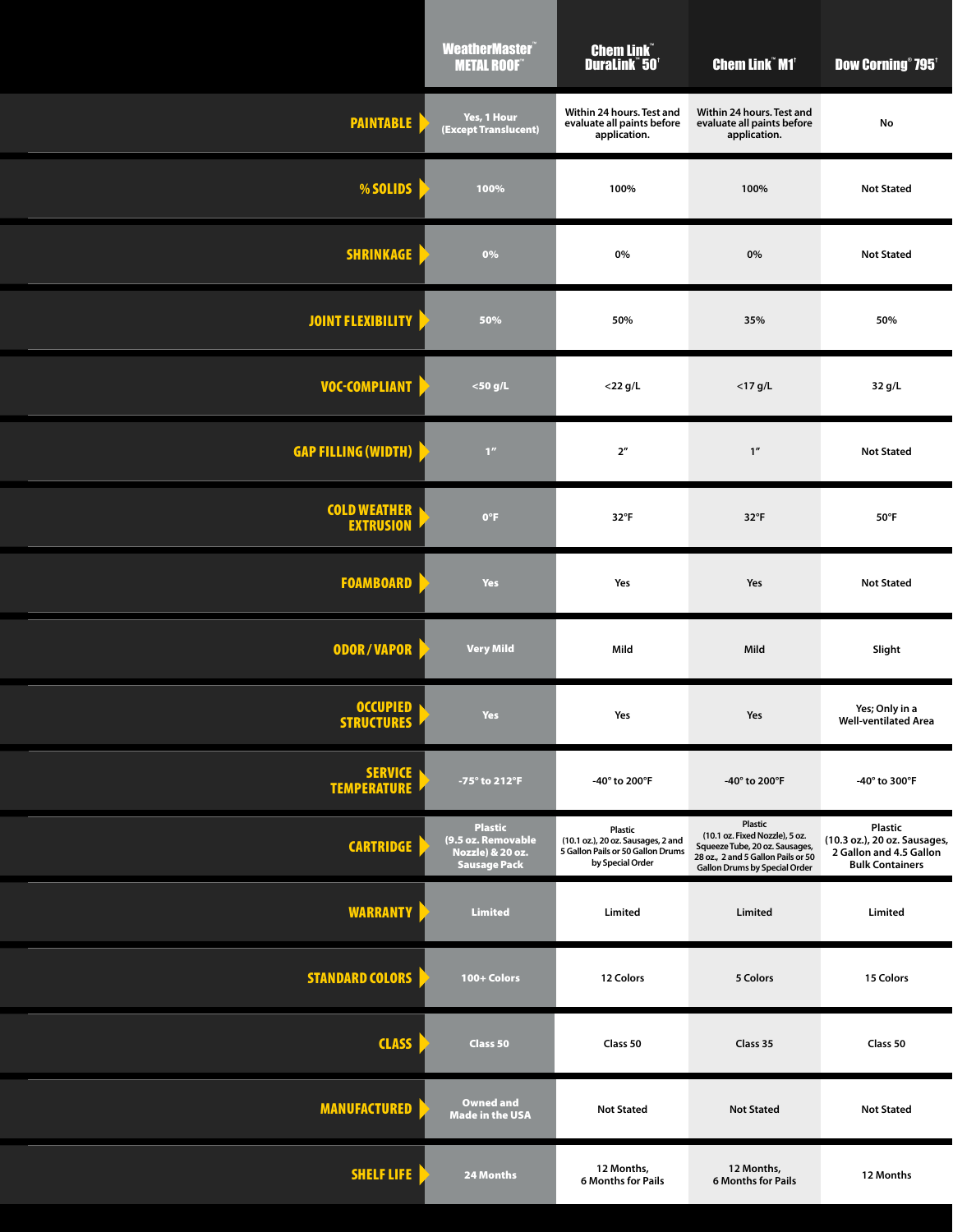| | WeatherMaster™ METAL ROOF™ | Chem Link™ DuraLink™ 50† | Chem Link™ M1† | Dow Corning® 795† |
|---|---|---|---|---|
| PAINTABLE | Yes, 1 Hour (Except Translucent) | Within 24 hours. Test and evaluate all paints before application. | Within 24 hours. Test and evaluate all paints before application. | No |
| % SOLIDS | 100% | 100% | 100% | Not Stated |
| SHRINKAGE | 0% | 0% | 0% | Not Stated |
| JOINT FLEXIBILITY | 50% | 50% | 35% | 50% |
| VOC-COMPLIANT | <50 g/L | <22 g/L | <17 g/L | 32 g/L |
| GAP FILLING (WIDTH) | 1″ | 2″ | 1″ | Not Stated |
| COLD WEATHER EXTRUSION | 0°F | 32°F | 32°F | 50°F |
| FOAMBOARD | Yes | Yes | Yes | Not Stated |
| ODOR / VAPOR | Very Mild | Mild | Mild | Slight |
| OCCUPIED STRUCTURES | Yes | Yes | Yes | Yes; Only in a Well-ventilated Area |
| SERVICE TEMPERATURE | -75° to 212°F | -40° to 200°F | -40° to 200°F | -40° to 300°F |
| CARTRIDGE | Plastic (9.5 oz. Removable Nozzle) & 20 oz. Sausage Pack | Plastic (10.1 oz.), 20 oz. Sausages, 2 and 5 Gallon Pails or 50 Gallon Drums by Special Order | Plastic (10.1 oz. Fixed Nozzle), 5 oz. Squeeze Tube, 20 oz. Sausages, 28 oz., 2 and 5 Gallon Pails or 50 Gallon Drums by Special Order | Plastic (10.3 oz.), 20 oz. Sausages, 2 Gallon and 4.5 Gallon Bulk Containers |
| WARRANTY | Limited | Limited | Limited | Limited |
| STANDARD COLORS | 100+ Colors | 12 Colors | 5 Colors | 15 Colors |
| CLASS | Class 50 | Class 50 | Class 35 | Class 50 |
| MANUFACTURED | Owned and Made in the USA | Not Stated | Not Stated | Not Stated |
| SHELF LIFE | 24 Months | 12 Months, 6 Months for Pails | 12 Months, 6 Months for Pails | 12 Months |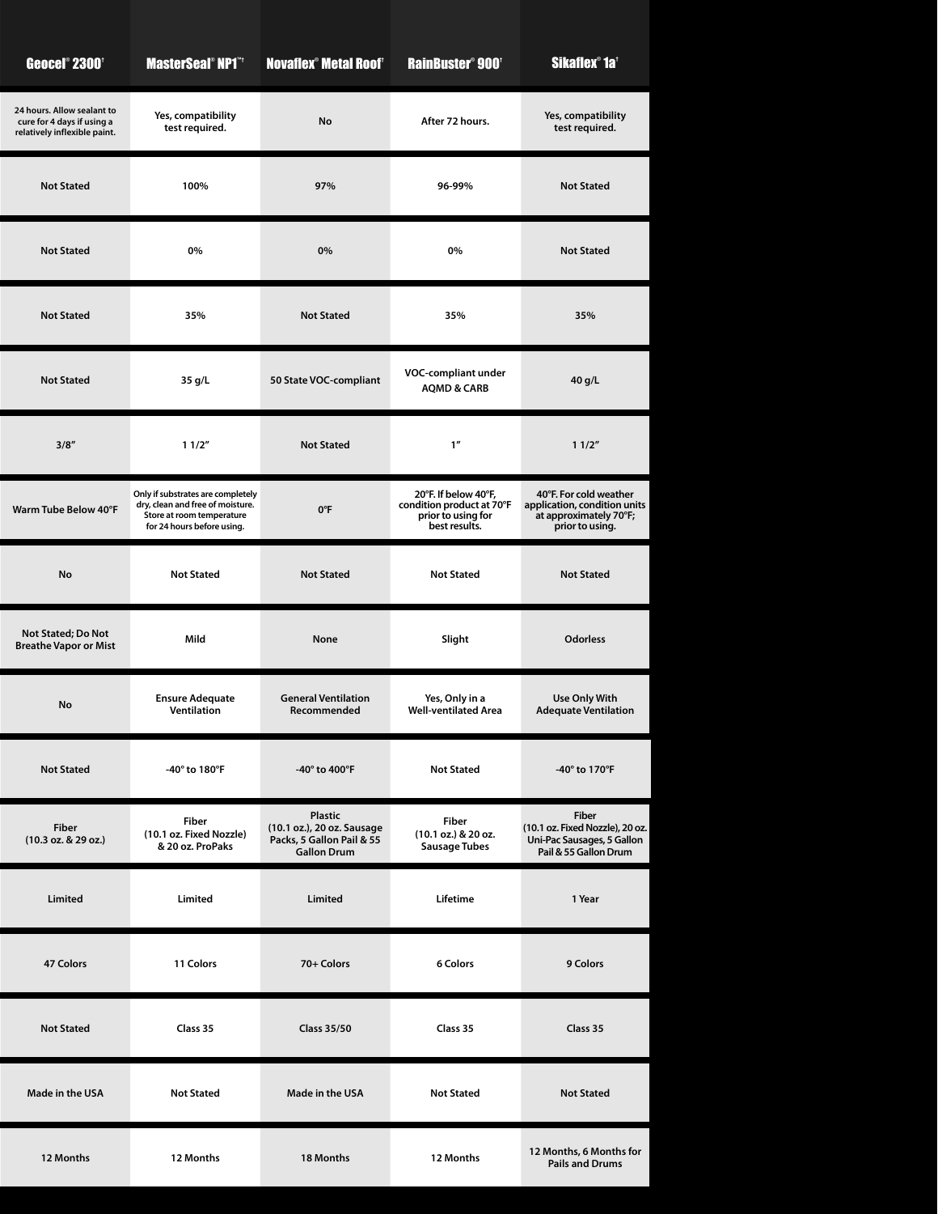| Geocel® 2300† | MasterSeal® NP1™† | Novaflex® Metal Roof† | RainBuster® 900† | Sikaflex® 1a† |
|---|---|---|---|---|
| 24 hours. Allow sealant to cure for 4 days if using a relatively inflexible paint. | Yes, compatibility test required. | No | After 72 hours. | Yes, compatibility test required. |
| Not Stated | 100% | 97% | 96-99% | Not Stated |
| Not Stated | 0% | 0% | 0% | Not Stated |
| Not Stated | 35% | Not Stated | 35% | 35% |
| Not Stated | 35 g/L | 50 State VOC-compliant | VOC-compliant under AQMD & CARB | 40 g/L |
| 3/8" | 1 1/2" | Not Stated | 1" | 1 1/2" |
| Warm Tube Below 40°F | Only if substrates are completely dry, clean and free of moisture. Store at room temperature for 24 hours before using. | 0°F | 20°F. If below 40°F, condition product at 70°F prior to using for best results. | 40°F. For cold weather application, condition units at approximately 70°F; prior to using. |
| No | Not Stated | Not Stated | Not Stated | Not Stated |
| Not Stated; Do Not Breathe Vapor or Mist | Mild | None | Slight | Odorless |
| No | Ensure Adequate Ventilation | General Ventilation Recommended | Yes, Only in a Well-ventilated Area | Use Only With Adequate Ventilation |
| Not Stated | -40° to 180°F | -40° to 400°F | Not Stated | -40° to 170°F |
| Fiber (10.3 oz. & 29 oz.) | Fiber (10.1 oz. Fixed Nozzle) & 20 oz. ProPaks | Plastic (10.1 oz.), 20 oz. Sausage Packs, 5 Gallon Pail & 55 Gallon Drum | Fiber (10.1 oz.) & 20 oz. Sausage Tubes | Fiber (10.1 oz. Fixed Nozzle), 20 oz. Uni-Pac Sausages, 5 Gallon Pail & 55 Gallon Drum |
| Limited | Limited | Limited | Lifetime | 1 Year |
| 47 Colors | 11 Colors | 70+ Colors | 6 Colors | 9 Colors |
| Not Stated | Class 35 | Class 35/50 | Class 35 | Class 35 |
| Made in the USA | Not Stated | Made in the USA | Not Stated | Not Stated |
| 12 Months | 12 Months | 18 Months | 12 Months | 12 Months, 6 Months for Pails and Drums |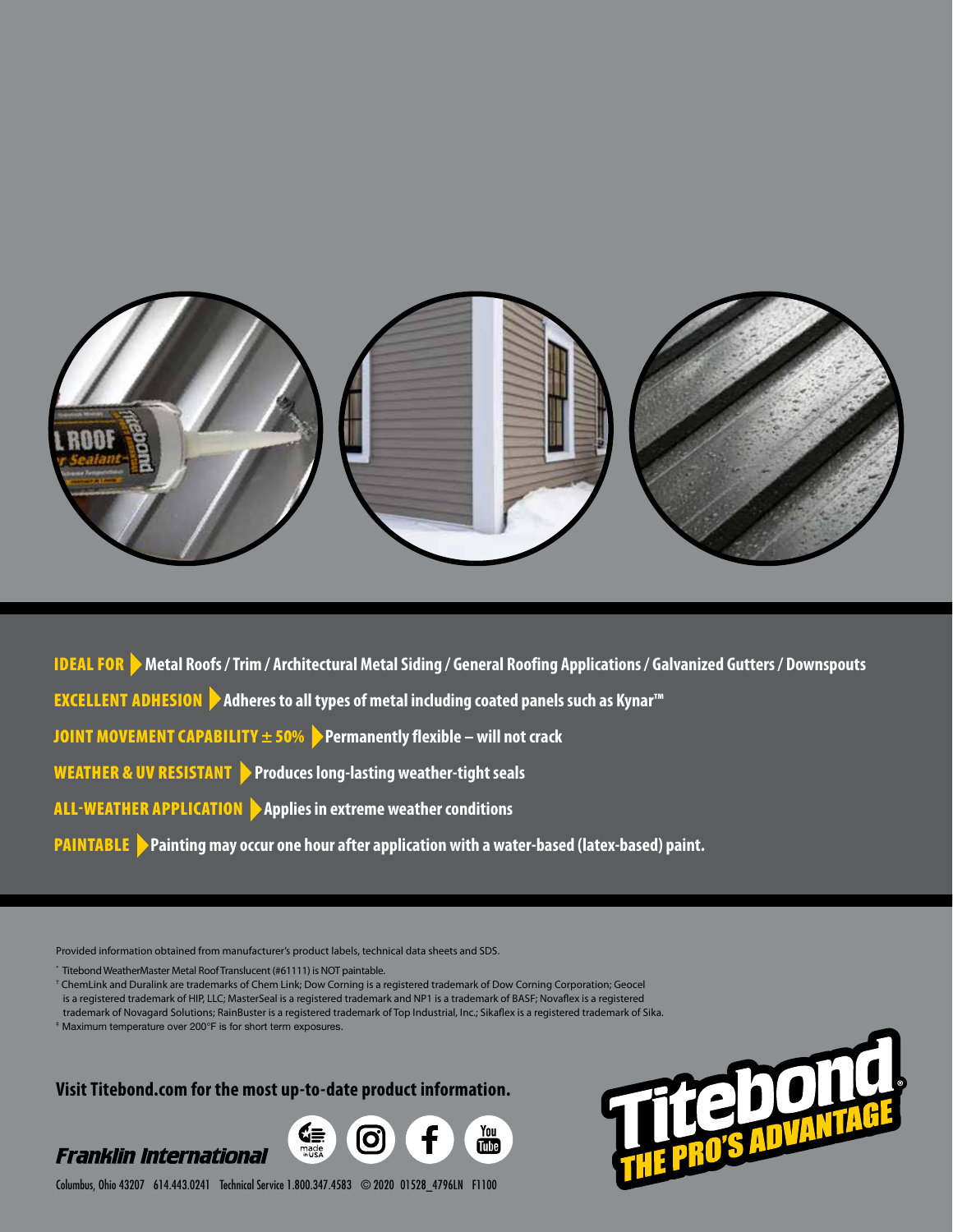**IDEAL FOR** ▶ **Metal Roofs / Trim / Architectural Metal Siding / General Roofing Applications / Galvanized Gutters / Downspouts**

**EXCELLENT ADHESION** ▶ **Adheres to all types of metal including coated panels such as Kynar™**

**JOINT MOVEMENT CAPABILITY ± 50%** ▶ **Permanently flexible – will not crack**

**WEATHER & UV RESISTANT** ▶ **Produces long-lasting weather-tight seals**

**ALL-WEATHER APPLICATION** ▶ **Applies in extreme weather conditions**

**PAINTABLE** ▶ **Painting may occur one hour after application with a water-based (latex-based) paint.**

Provided information obtained from manufacturer's product labels, technical data sheets and SDS.

\* Titebond WeatherMaster Metal Roof Translucent (#61111) is NOT paintable.

† ChemLink and Duralink are trademarks of Chem Link; Dow Corning is a registered trademark of Dow Corning Corporation; Geocel is a registered trademark of HIP, LLC; MasterSeal is a registered trademark and NP1 is a trademark of BASF; Novaflex is a registered trademark of Novagard Solutions; RainBuster is a registered trademark of Top Industrial, Inc.; Sikaflex is a registered trademark of Sika.

‡ Maximum temperature over 200°F is for short term exposures.

**Visit Titebond.com for the most up-to-date product information.**

***Franklin International***

Columbus, Ohio 43207 614.443.0241 Technical Service 1.800.347.4583 © 2020 01528_4796LN F1100

**Titebond® THE PRO'S ADVANTAGE**